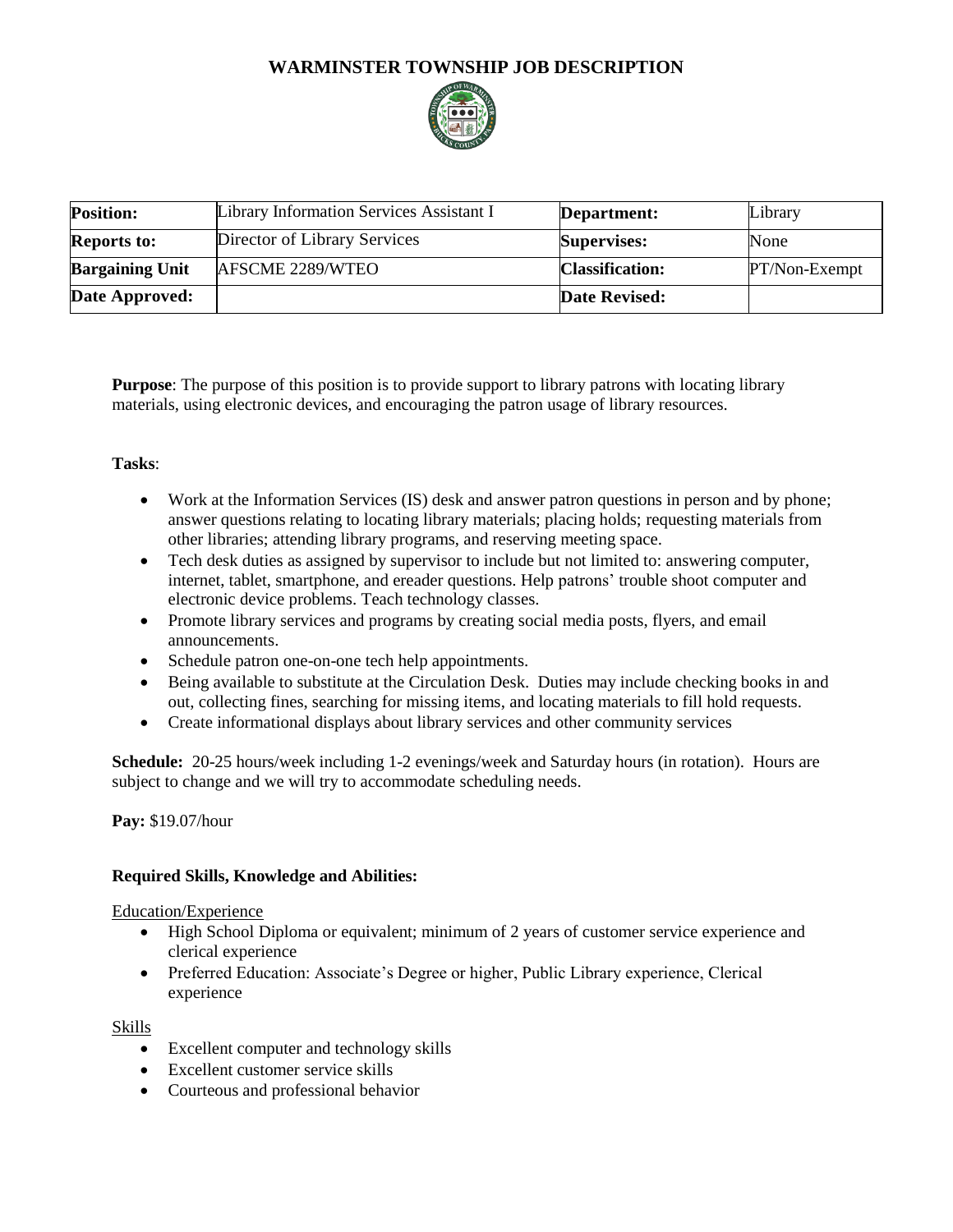# WARMINSTER TOWNSHIP JOB DESCRIPTION

| **Position:** | Library Information Services Assistant I | **Department:** | Library |
|---|---|---|---|
| **Reports to:** | Director of Library Services | **Supervises:** | None |
| **Bargaining Unit** | AFSCME 2289/WTEO | **Classification:** | PT/Non-Exempt |
| **Date Approved:** | | **Date Revised:** | |

**Purpose**: The purpose of this position is to provide support to library patrons with locating library materials, using electronic devices, and encouraging the patron usage of library resources.

**Tasks**:

- Work at the Information Services (IS) desk and answer patron questions in person and by phone; answer questions relating to locating library materials; placing holds; requesting materials from other libraries; attending library programs, and reserving meeting space.
- Tech desk duties as assigned by supervisor to include but not limited to: answering computer, internet, tablet, smartphone, and ereader questions. Help patrons' trouble shoot computer and electronic device problems. Teach technology classes.
- Promote library services and programs by creating social media posts, flyers, and email announcements.
- Schedule patron one-on-one tech help appointments.
- Being available to substitute at the Circulation Desk. Duties may include checking books in and out, collecting fines, searching for missing items, and locating materials to fill hold requests.
- Create informational displays about library services and other community services

**Schedule:** 20-25 hours/week including 1-2 evenings/week and Saturday hours (in rotation). Hours are subject to change and we will try to accommodate scheduling needs.

**Pay:** $19.07/hour

**Required Skills, Knowledge and Abilities:**

Education/Experience

- High School Diploma or equivalent; minimum of 2 years of customer service experience and clerical experience
- Preferred Education: Associate's Degree or higher, Public Library experience, Clerical experience

Skills

- Excellent computer and technology skills
- Excellent customer service skills
- Courteous and professional behavior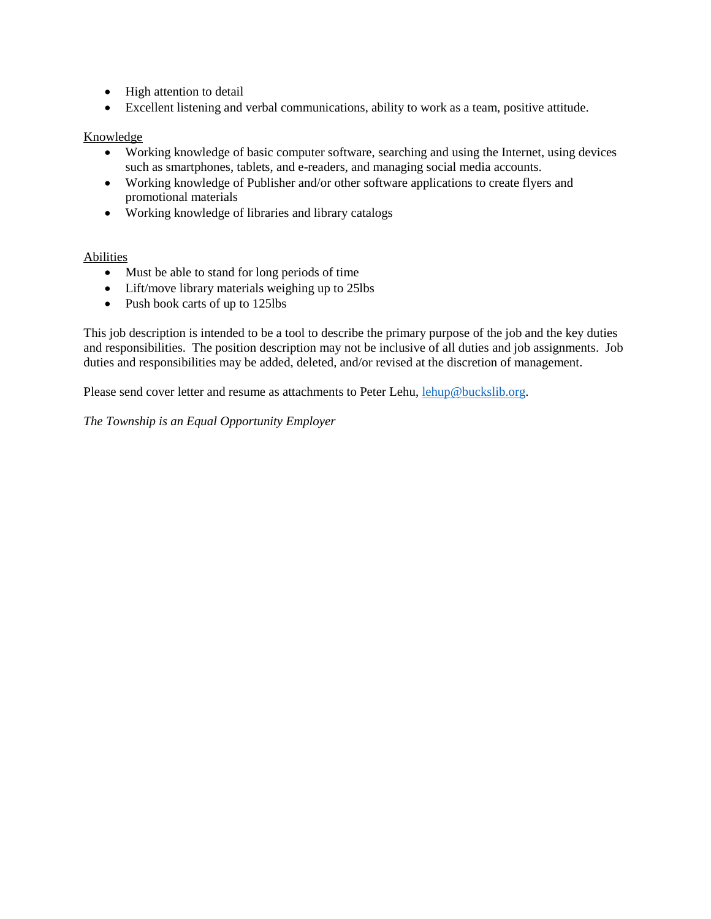- High attention to detail
- Excellent listening and verbal communications, ability to work as a team, positive attitude.

Knowledge

- Working knowledge of basic computer software, searching and using the Internet, using devices such as smartphones, tablets, and e-readers, and managing social media accounts.
- Working knowledge of Publisher and/or other software applications to create flyers and promotional materials
- Working knowledge of libraries and library catalogs

Abilities

- Must be able to stand for long periods of time
- Lift/move library materials weighing up to 25lbs
- Push book carts of up to 125lbs

This job description is intended to be a tool to describe the primary purpose of the job and the key duties and responsibilities. The position description may not be inclusive of all duties and job assignments. Job duties and responsibilities may be added, deleted, and/or revised at the discretion of management.

Please send cover letter and resume as attachments to Peter Lehu, [lehup@buckslib.org](mailto:lehup@buckslib.org).

*The Township is an Equal Opportunity Employer*